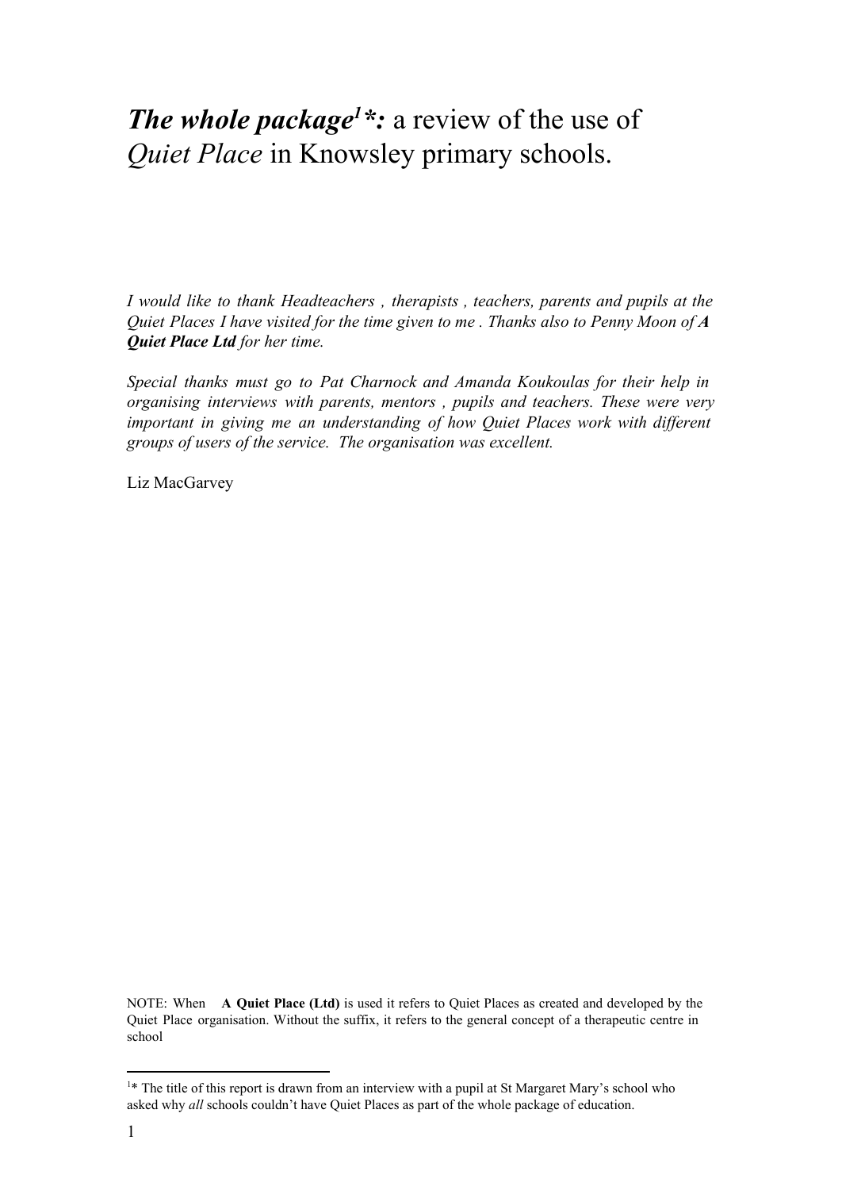# ***The whole package[1]\*:*** a review of the use of *Quiet Place* in Knowsley primary schools.

*I would like to thank Headteachers , therapists , teachers, parents and pupils at the Quiet Places I have visited for the time given to me . Thanks also to Penny Moon of **A Quiet Place Ltd** for her time.*

*Special thanks must go to Pat Charnock and Amanda Koukoulas for their help in organising interviews with parents, mentors , pupils and teachers. These were very important in giving me an understanding of how Quiet Places work with different groups of users of the service. The organisation was excellent.*

Liz MacGarvey

NOTE: When **A Quiet Place (Ltd)** is used it refers to Quiet Places as created and developed by the Quiet Place organisation. Without the suffix, it refers to the general concept of a therapeutic centre in school

[1]* The title of this report is drawn from an interview with a pupil at St Margaret Mary's school who asked why *all* schools couldn't have Quiet Places as part of the whole package of education.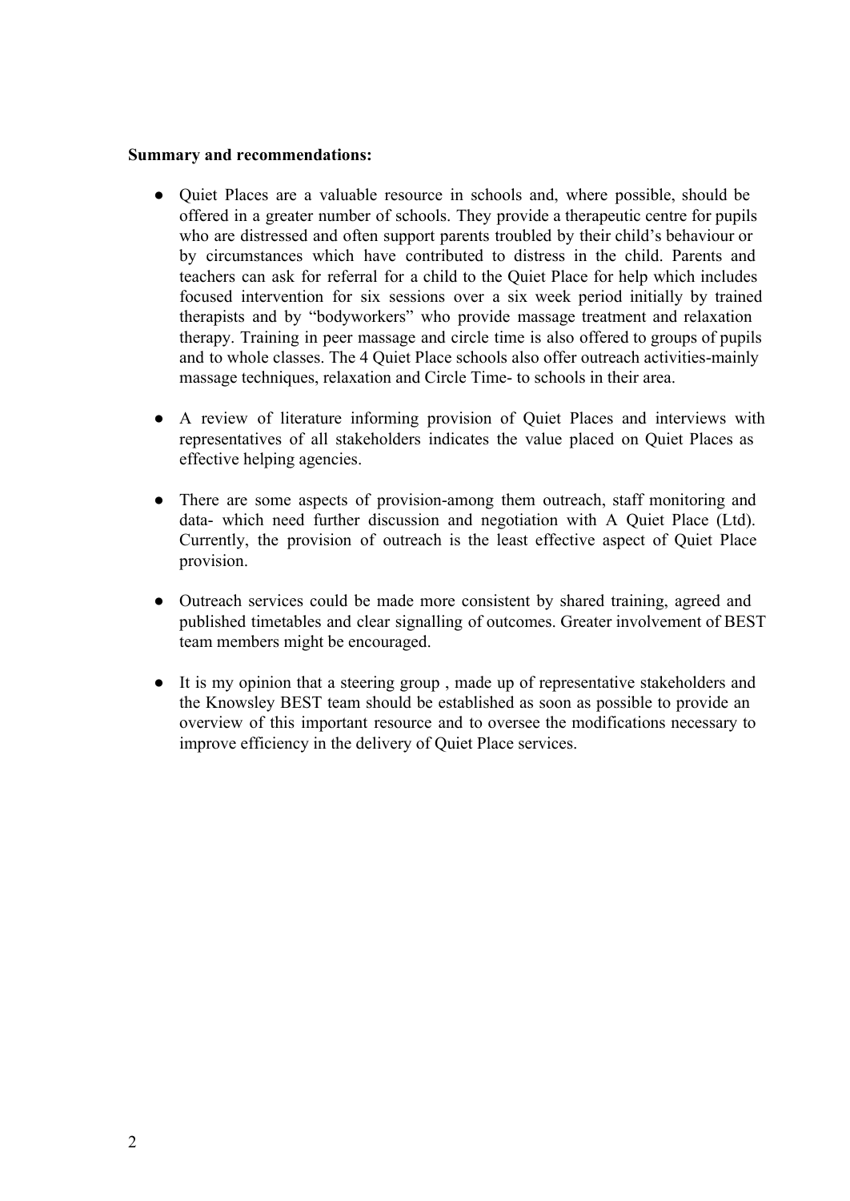**Summary and recommendations:**

- Quiet Places are a valuable resource in schools and, where possible, should be offered in a greater number of schools. They provide a therapeutic centre for pupils who are distressed and often support parents troubled by their child's behaviour or by circumstances which have contributed to distress in the child. Parents and teachers can ask for referral for a child to the Quiet Place for help which includes focused intervention for six sessions over a six week period initially by trained therapists and by "bodyworkers" who provide massage treatment and relaxation therapy. Training in peer massage and circle time is also offered to groups of pupils and to whole classes. The 4 Quiet Place schools also offer outreach activities-mainly massage techniques, relaxation and Circle Time- to schools in their area.

- A review of literature informing provision of Quiet Places and interviews with representatives of all stakeholders indicates the value placed on Quiet Places as effective helping agencies.

- There are some aspects of provision-among them outreach, staff monitoring and data- which need further discussion and negotiation with A Quiet Place (Ltd). Currently, the provision of outreach is the least effective aspect of Quiet Place provision.

- Outreach services could be made more consistent by shared training, agreed and published timetables and clear signalling of outcomes. Greater involvement of BEST team members might be encouraged.

- It is my opinion that a steering group , made up of representative stakeholders and the Knowsley BEST team should be established as soon as possible to provide an overview of this important resource and to oversee the modifications necessary to improve efficiency in the delivery of Quiet Place services.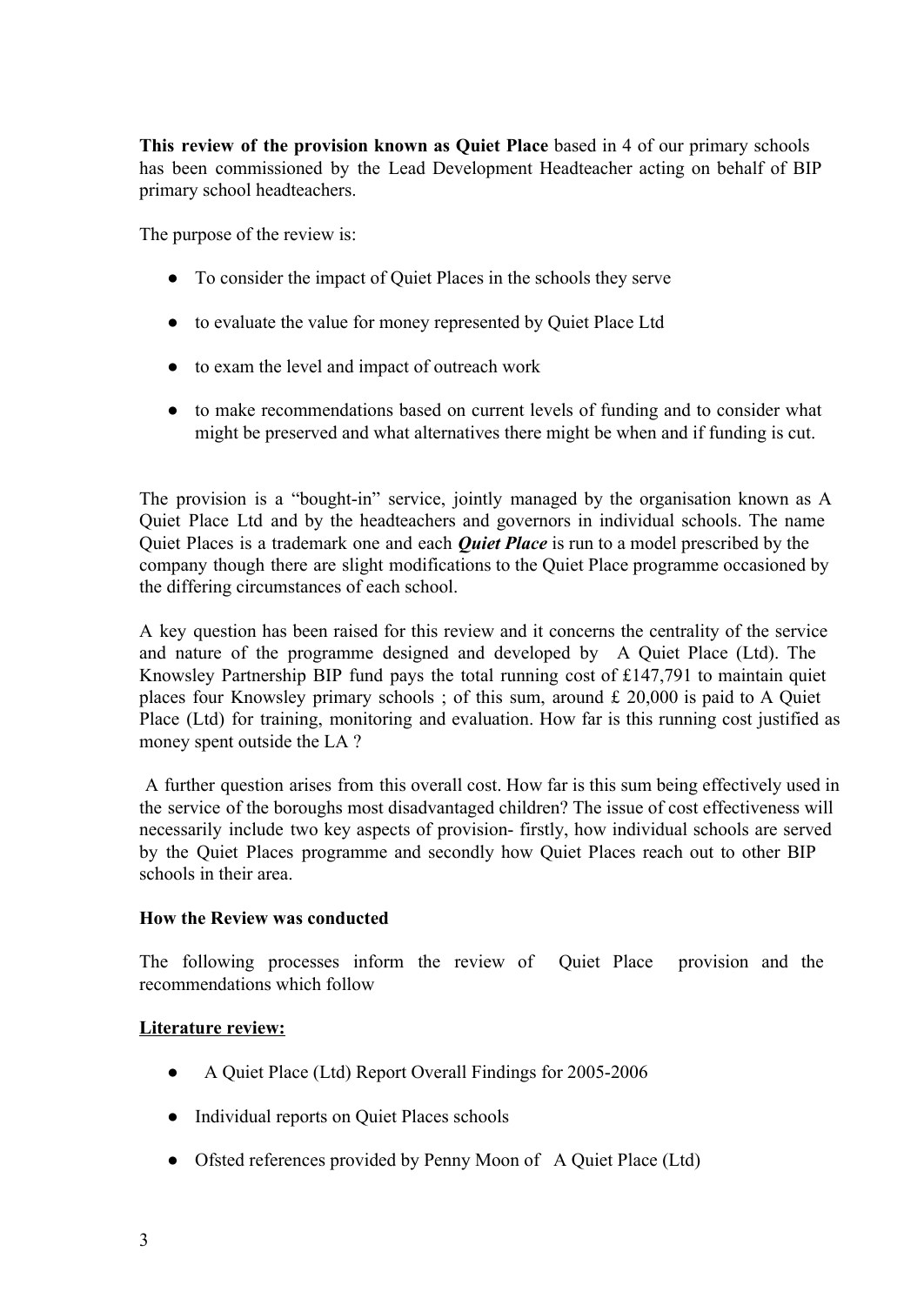**This review of the provision known as Quiet Place** based in 4 of our primary schools has been commissioned by the Lead Development Headteacher acting on behalf of BIP primary school headteachers.

The purpose of the review is:

- To consider the impact of Quiet Places in the schools they serve
- to evaluate the value for money represented by Quiet Place Ltd
- to exam the level and impact of outreach work
- to make recommendations based on current levels of funding and to consider what might be preserved and what alternatives there might be when and if funding is cut.

The provision is a "bought-in" service, jointly managed by the organisation known as A Quiet Place Ltd and by the headteachers and governors in individual schools. The name Quiet Places is a trademark one and each ***Quiet Place*** is run to a model prescribed by the company though there are slight modifications to the Quiet Place programme occasioned by the differing circumstances of each school.

A key question has been raised for this review and it concerns the centrality of the service and nature of the programme designed and developed by A Quiet Place (Ltd). The Knowsley Partnership BIP fund pays the total running cost of £147,791 to maintain quiet places four Knowsley primary schools ; of this sum, around £ 20,000 is paid to A Quiet Place (Ltd) for training, monitoring and evaluation. How far is this running cost justified as money spent outside the LA ?

A further question arises from this overall cost. How far is this sum being effectively used in the service of the boroughs most disadvantaged children? The issue of cost effectiveness will necessarily include two key aspects of provision- firstly, how individual schools are served by the Quiet Places programme and secondly how Quiet Places reach out to other BIP schools in their area.

**How the Review was conducted**

The following processes inform the review of Quiet Place provision and the recommendations which follow

**Literature review:**

- A Quiet Place (Ltd) Report Overall Findings for 2005-2006
- Individual reports on Quiet Places schools
- Ofsted references provided by Penny Moon of A Quiet Place (Ltd)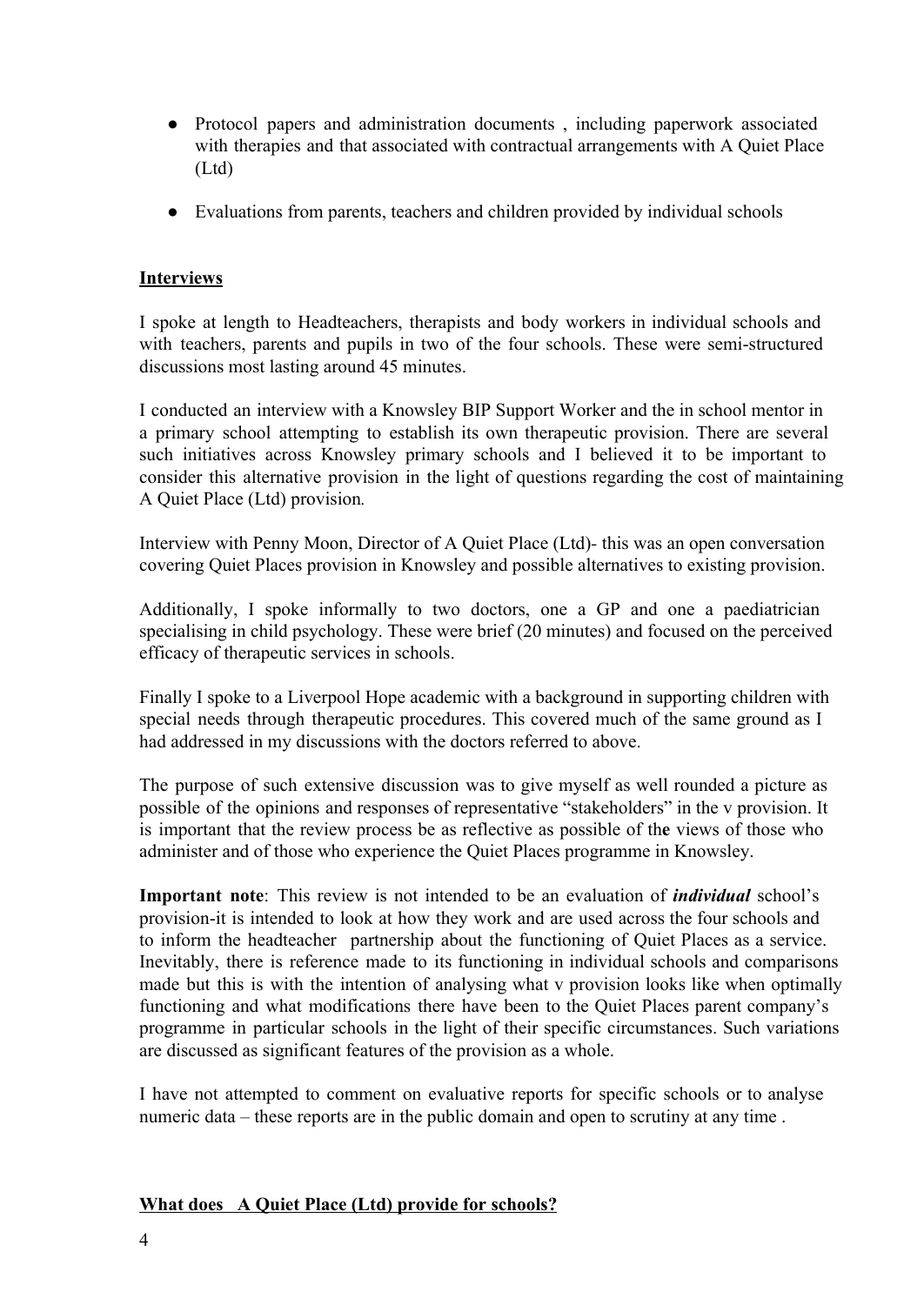- Protocol papers and administration documents , including paperwork associated with therapies and that associated with contractual arrangements with A Quiet Place (Ltd)

- Evaluations from parents, teachers and children provided by individual schools

**Interviews**

I spoke at length to Headteachers, therapists and body workers in individual schools and with teachers, parents and pupils in two of the four schools. These were semi-structured discussions most lasting around 45 minutes.

I conducted an interview with a Knowsley BIP Support Worker and the in school mentor in a primary school attempting to establish its own therapeutic provision. There are several such initiatives across Knowsley primary schools and I believed it to be important to consider this alternative provision in the light of questions regarding the cost of maintaining A Quiet Place (Ltd) provision.

Interview with Penny Moon, Director of A Quiet Place (Ltd)- this was an open conversation covering Quiet Places provision in Knowsley and possible alternatives to existing provision.

Additionally, I spoke informally to two doctors, one a GP and one a paediatrician specialising in child psychology. These were brief (20 minutes) and focused on the perceived efficacy of therapeutic services in schools.

Finally I spoke to a Liverpool Hope academic with a background in supporting children with special needs through therapeutic procedures. This covered much of the same ground as I had addressed in my discussions with the doctors referred to above.

The purpose of such extensive discussion was to give myself as well rounded a picture as possible of the opinions and responses of representative "stakeholders" in the v provision. It is important that the review process be as reflective as possible of the views of those who administer and of those who experience the Quiet Places programme in Knowsley.

**Important note**: This review is not intended to be an evaluation of ***individual*** school's provision-it is intended to look at how they work and are used across the four schools and to inform the headteacher partnership about the functioning of Quiet Places as a service. Inevitably, there is reference made to its functioning in individual schools and comparisons made but this is with the intention of analysing what v provision looks like when optimally functioning and what modifications there have been to the Quiet Places parent company's programme in particular schools in the light of their specific circumstances. Such variations are discussed as significant features of the provision as a whole.

I have not attempted to comment on evaluative reports for specific schools or to analyse numeric data – these reports are in the public domain and open to scrutiny at any time .

**What does A Quiet Place (Ltd) provide for schools?**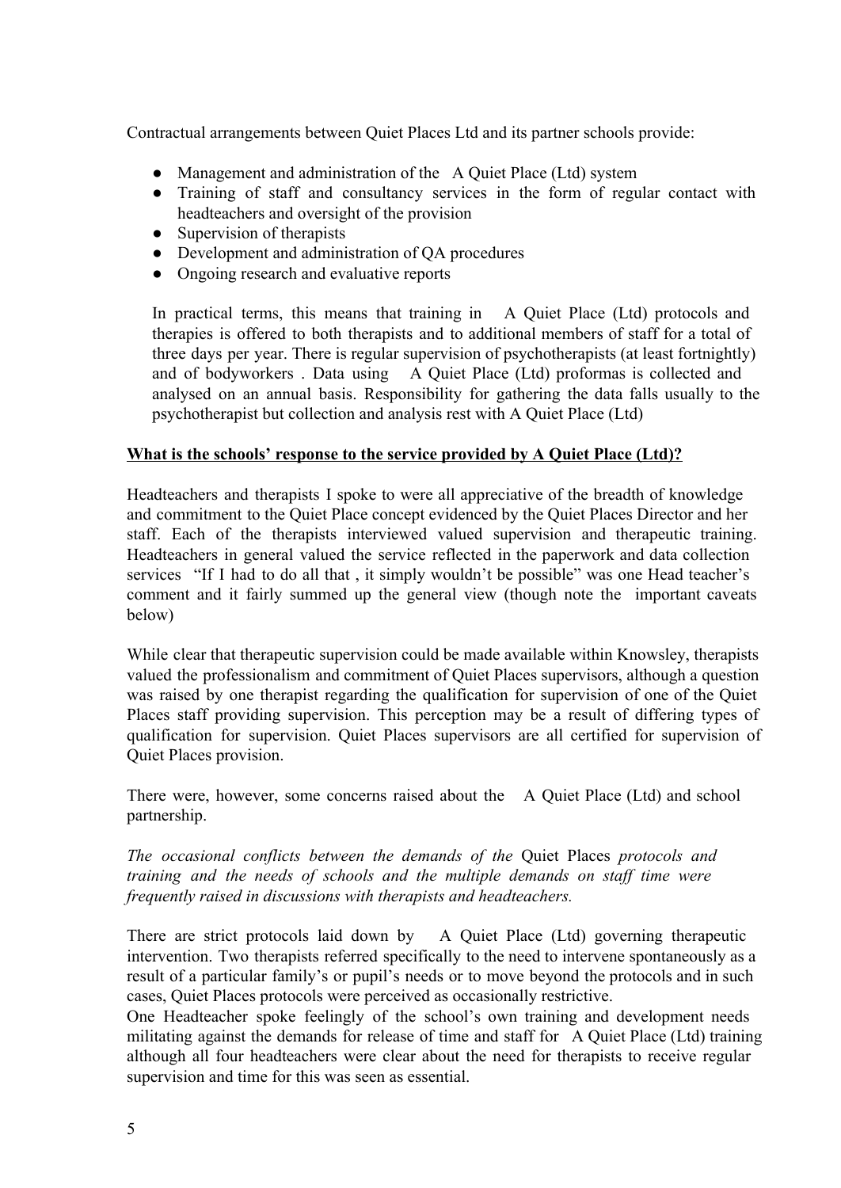Contractual arrangements between Quiet Places Ltd and its partner schools provide:

- Management and administration of the A Quiet Place (Ltd) system
- Training of staff and consultancy services in the form of regular contact with headteachers and oversight of the provision
- Supervision of therapists
- Development and administration of QA procedures
- Ongoing research and evaluative reports

In practical terms, this means that training in A Quiet Place (Ltd) protocols and therapies is offered to both therapists and to additional members of staff for a total of three days per year. There is regular supervision of psychotherapists (at least fortnightly) and of bodyworkers . Data using A Quiet Place (Ltd) proformas is collected and analysed on an annual basis. Responsibility for gathering the data falls usually to the psychotherapist but collection and analysis rest with A Quiet Place (Ltd)

**<u>What is the schools' response to the service provided by A Quiet Place (Ltd)?</u>**

Headteachers and therapists I spoke to were all appreciative of the breadth of knowledge and commitment to the Quiet Place concept evidenced by the Quiet Places Director and her staff. Each of the therapists interviewed valued supervision and therapeutic training. Headteachers in general valued the service reflected in the paperwork and data collection services "If I had to do all that , it simply wouldn't be possible" was one Head teacher's comment and it fairly summed up the general view (though note the important caveats below)

While clear that therapeutic supervision could be made available within Knowsley, therapists valued the professionalism and commitment of Quiet Places supervisors, although a question was raised by one therapist regarding the qualification for supervision of one of the Quiet Places staff providing supervision. This perception may be a result of differing types of qualification for supervision. Quiet Places supervisors are all certified for supervision of Quiet Places provision.

There were, however, some concerns raised about the A Quiet Place (Ltd) and school partnership.

*The occasional conflicts between the demands of the* Quiet Places *protocols and training and the needs of schools and the multiple demands on staff time were frequently raised in discussions with therapists and headteachers.*

There are strict protocols laid down by A Quiet Place (Ltd) governing therapeutic intervention. Two therapists referred specifically to the need to intervene spontaneously as a result of a particular family's or pupil's needs or to move beyond the protocols and in such cases, Quiet Places protocols were perceived as occasionally restrictive.
One Headteacher spoke feelingly of the school's own training and development needs militating against the demands for release of time and staff for A Quiet Place (Ltd) training although all four headteachers were clear about the need for therapists to receive regular supervision and time for this was seen as essential.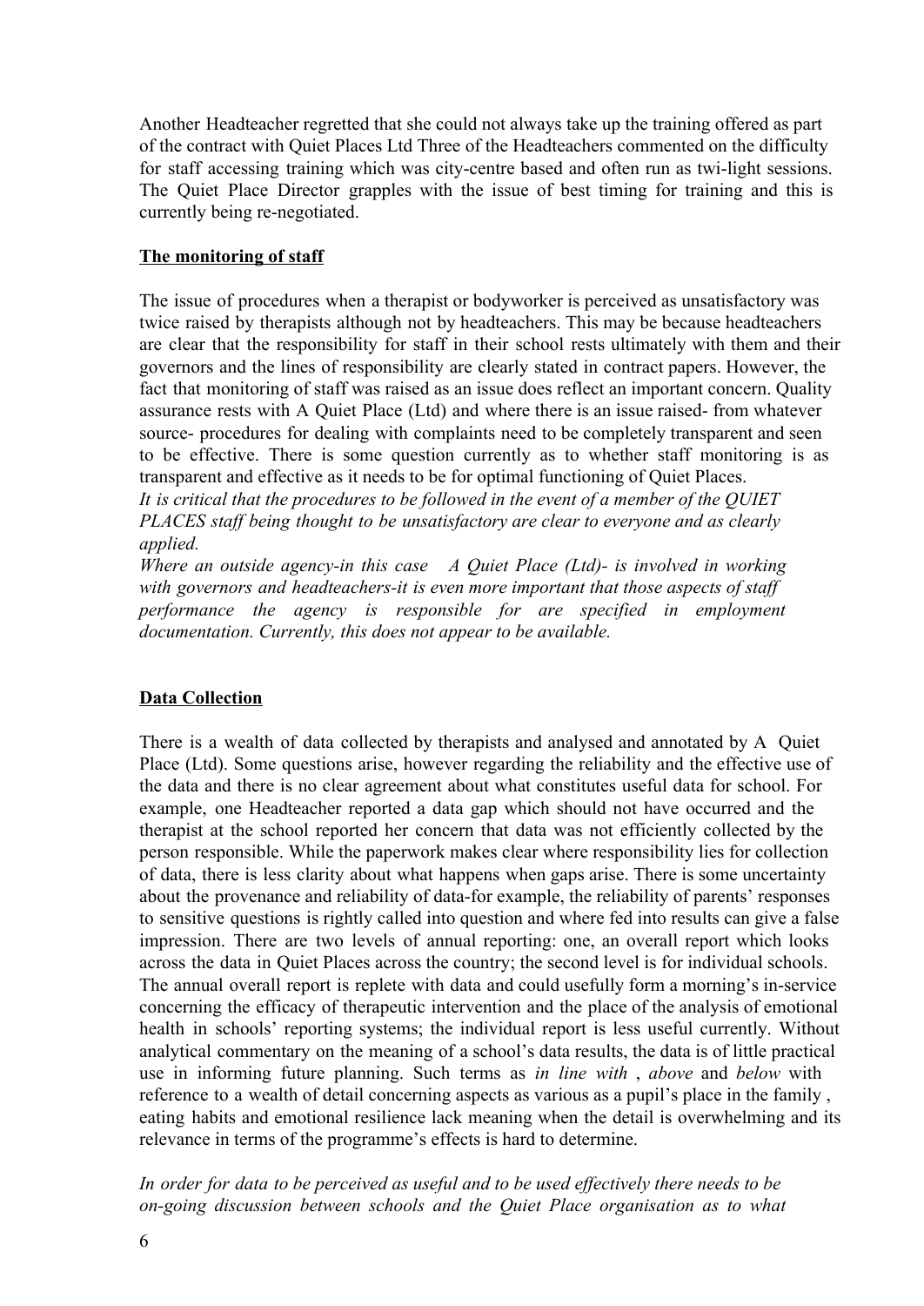Another Headteacher regretted that she could not always take up the training offered as part of the contract with Quiet Places Ltd Three of the Headteachers commented on the difficulty for staff accessing training which was city-centre based and often run as twi-light sessions. The Quiet Place Director grapples with the issue of best timing for training and this is currently being re-negotiated.

**The monitoring of staff**

The issue of procedures when a therapist or bodyworker is perceived as unsatisfactory was twice raised by therapists although not by headteachers. This may be because headteachers are clear that the responsibility for staff in their school rests ultimately with them and their governors and the lines of responsibility are clearly stated in contract papers. However, the fact that monitoring of staff was raised as an issue does reflect an important concern. Quality assurance rests with A Quiet Place (Ltd) and where there is an issue raised- from whatever source- procedures for dealing with complaints need to be completely transparent and seen to be effective. There is some question currently as to whether staff monitoring is as transparent and effective as it needs to be for optimal functioning of Quiet Places.
*It is critical that the procedures to be followed in the event of a member of the QUIET PLACES staff being thought to be unsatisfactory are clear to everyone and as clearly applied.*
*Where an outside agency-in this case A Quiet Place (Ltd)- is involved in working with governors and headteachers-it is even more important that those aspects of staff performance the agency is responsible for are specified in employment documentation. Currently, this does not appear to be available.*

**Data Collection**

There is a wealth of data collected by therapists and analysed and annotated by A Quiet Place (Ltd). Some questions arise, however regarding the reliability and the effective use of the data and there is no clear agreement about what constitutes useful data for school. For example, one Headteacher reported a data gap which should not have occurred and the therapist at the school reported her concern that data was not efficiently collected by the person responsible. While the paperwork makes clear where responsibility lies for collection of data, there is less clarity about what happens when gaps arise. There is some uncertainty about the provenance and reliability of data-for example, the reliability of parents' responses to sensitive questions is rightly called into question and where fed into results can give a false impression. There are two levels of annual reporting: one, an overall report which looks across the data in Quiet Places across the country; the second level is for individual schools. The annual overall report is replete with data and could usefully form a morning's in-service concerning the efficacy of therapeutic intervention and the place of the analysis of emotional health in schools' reporting systems; the individual report is less useful currently. Without analytical commentary on the meaning of a school's data results, the data is of little practical use in informing future planning. Such terms as *in line with* , *above* and *below* with reference to a wealth of detail concerning aspects as various as a pupil's place in the family , eating habits and emotional resilience lack meaning when the detail is overwhelming and its relevance in terms of the programme's effects is hard to determine.

*In order for data to be perceived as useful and to be used effectively there needs to be on-going discussion between schools and the Quiet Place organisation as to what*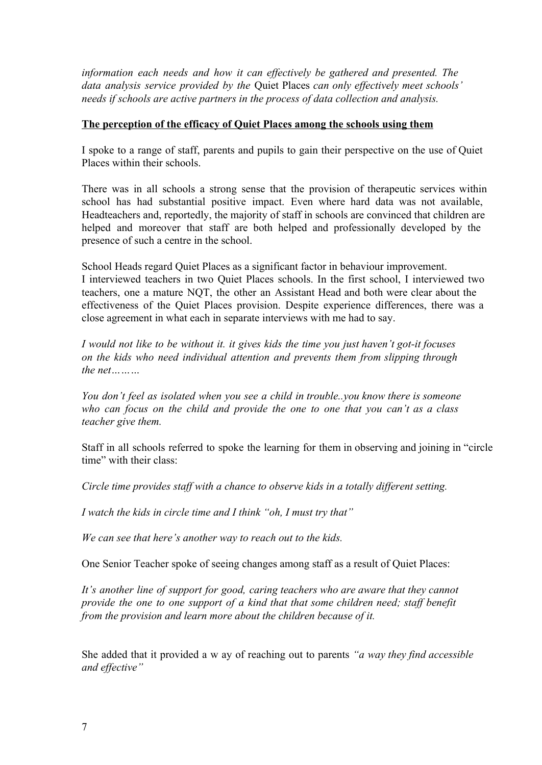*information each needs and how it can effectively be gathered and presented. The data analysis service provided by the* Quiet Places *can only effectively meet schools' needs if schools are active partners in the process of data collection and analysis.*

**<u>The perception of the efficacy of Quiet Places among the schools using them</u>**

I spoke to a range of staff, parents and pupils to gain their perspective on the use of Quiet Places within their schools.

There was in all schools a strong sense that the provision of therapeutic services within school has had substantial positive impact. Even where hard data was not available, Headteachers and, reportedly, the majority of staff in schools are convinced that children are helped and moreover that staff are both helped and professionally developed by the presence of such a centre in the school.

School Heads regard Quiet Places as a significant factor in behaviour improvement.
I interviewed teachers in two Quiet Places schools. In the first school, I interviewed two teachers, one a mature NQT, the other an Assistant Head and both were clear about the effectiveness of the Quiet Places provision. Despite experience differences, there was a close agreement in what each in separate interviews with me had to say.

*I would not like to be without it. it gives kids the time you just haven't got-it focuses on the kids who need individual attention and prevents them from slipping through the net………*

*You don't feel as isolated when you see a child in trouble..you know there is someone who can focus on the child and provide the one to one that you can't as a class teacher give them.*

Staff in all schools referred to spoke the learning for them in observing and joining in "circle time" with their class:

*Circle time provides staff with a chance to observe kids in a totally different setting.*

*I watch the kids in circle time and I think "oh, I must try that"*

*We can see that here's another way to reach out to the kids.*

One Senior Teacher spoke of seeing changes among staff as a result of Quiet Places:

*It's another line of support for good, caring teachers who are aware that they cannot provide the one to one support of a kind that that some children need; staff benefit from the provision and learn more about the children because of it.*

She added that it provided a w ay of reaching out to parents *"a way they find accessible and effective"*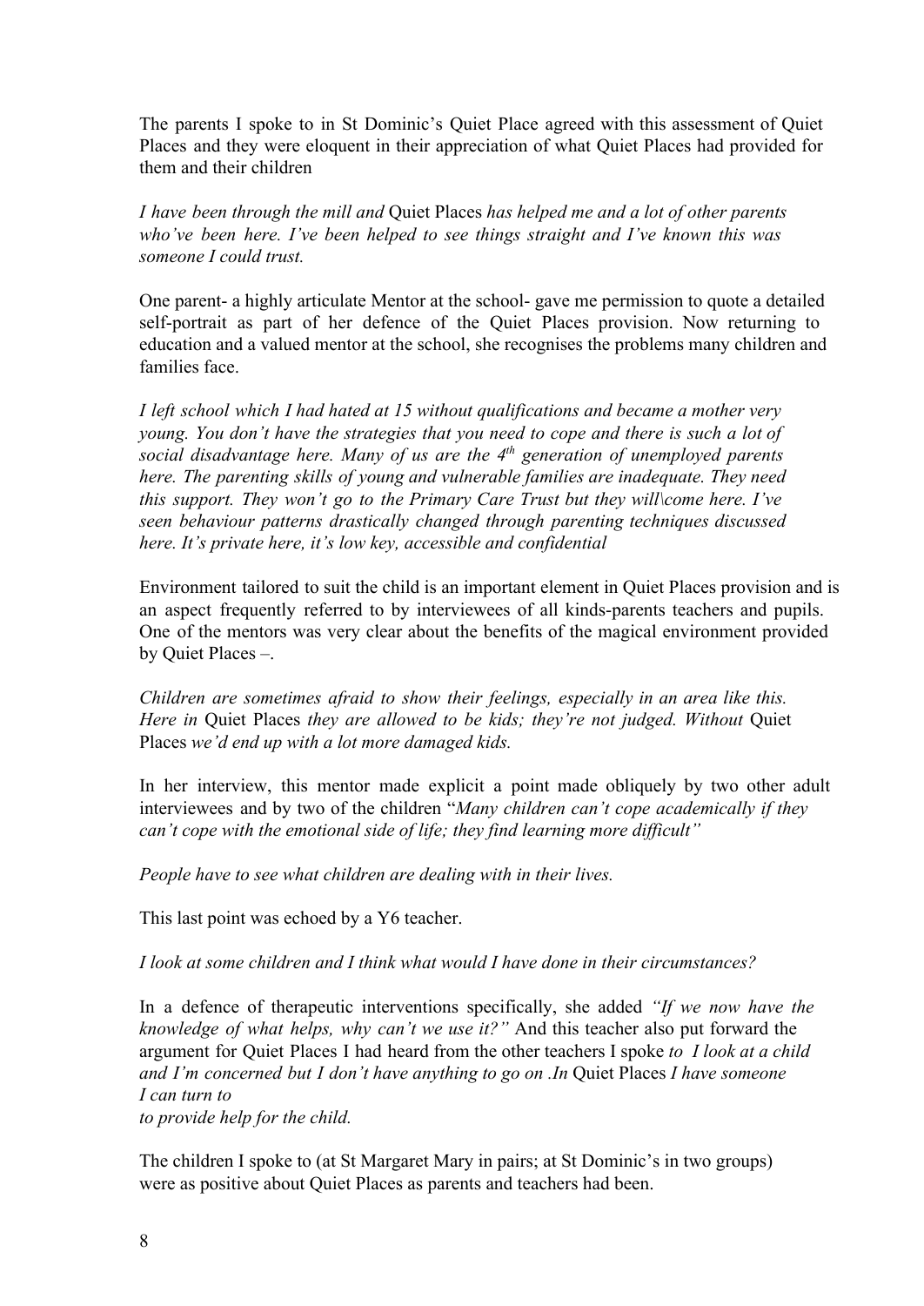The parents I spoke to in St Dominic's Quiet Place agreed with this assessment of Quiet Places and they were eloquent in their appreciation of what Quiet Places had provided for them and their children

*I have been through the mill and* Quiet Places *has helped me and a lot of other parents who've been here. I've been helped to see things straight and I've known this was someone I could trust.*

One parent- a highly articulate Mentor at the school- gave me permission to quote a detailed self-portrait as part of her defence of the Quiet Places provision. Now returning to education and a valued mentor at the school, she recognises the problems many children and families face.

*I left school which I had hated at 15 without qualifications and became a mother very young. You don't have the strategies that you need to cope and there is such a lot of social disadvantage here. Many of us are the 4th generation of unemployed parents here. The parenting skills of young and vulnerable families are inadequate. They need this support. They won't go to the Primary Care Trust but they will\come here. I've seen behaviour patterns drastically changed through parenting techniques discussed here. It's private here, it's low key, accessible and confidential*

Environment tailored to suit the child is an important element in Quiet Places provision and is an aspect frequently referred to by interviewees of all kinds-parents teachers and pupils. One of the mentors was very clear about the benefits of the magical environment provided by Quiet Places –.

*Children are sometimes afraid to show their feelings, especially in an area like this. Here in* Quiet Places *they are allowed to be kids; they're not judged. Without* Quiet Places *we'd end up with a lot more damaged kids.*

In her interview, this mentor made explicit a point made obliquely by two other adult interviewees and by two of the children "*Many children can't cope academically if they can't cope with the emotional side of life; they find learning more difficult"*

*People have to see what children are dealing with in their lives.*

This last point was echoed by a Y6 teacher.

*I look at some children and I think what would I have done in their circumstances?*

In a defence of therapeutic interventions specifically, she added *"If we now have the knowledge of what helps, why can't we use it?"* And this teacher also put forward the argument for Quiet Places I had heard from the other teachers I spoke *to I look at a child and I'm concerned but I don't have anything to go on .In* Quiet Places *I have someone I can turn to*
*to provide help for the child.*

The children I spoke to (at St Margaret Mary in pairs; at St Dominic's in two groups) were as positive about Quiet Places as parents and teachers had been.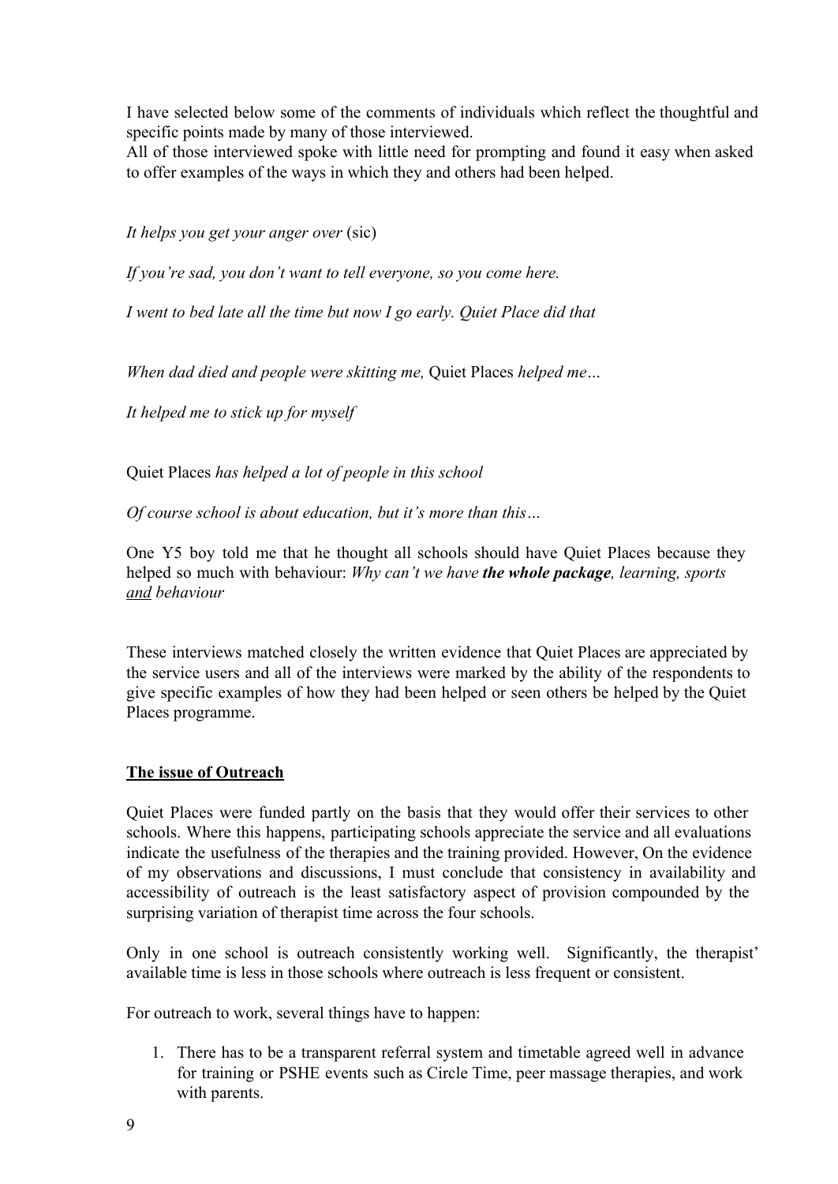I have selected below some of the comments of individuals which reflect the thoughtful and specific points made by many of those interviewed.
All of those interviewed spoke with little need for prompting and found it easy when asked to offer examples of the ways in which they and others had been helped.

*It helps you get your anger over* (sic)

*If you're sad, you don't want to tell everyone, so you come here.*

*I went to bed late all the time but now I go early. Quiet Place did that*

*When dad died and people were skitting me,* Quiet Places *helped me…*

*It helped me to stick up for myself*

Quiet Places *has helped a lot of people in this school*

*Of course school is about education, but it's more than this…*

One Y5 boy told me that he thought all schools should have Quiet Places because they helped so much with behaviour: *Why can't we have* ***the whole package****, learning, sports* ***<u>and</u>*** *behaviour*

These interviews matched closely the written evidence that Quiet Places are appreciated by the service users and all of the interviews were marked by the ability of the respondents to give specific examples of how they had been helped or seen others be helped by the Quiet Places programme.

**<u>The issue of Outreach</u>**

Quiet Places were funded partly on the basis that they would offer their services to other schools. Where this happens, participating schools appreciate the service and all evaluations indicate the usefulness of the therapies and the training provided. However, On the evidence of my observations and discussions, I must conclude that consistency in availability and accessibility of outreach is the least satisfactory aspect of provision compounded by the surprising variation of therapist time across the four schools.

Only in one school is outreach consistently working well. Significantly, the therapist' available time is less in those schools where outreach is less frequent or consistent.

For outreach to work, several things have to happen:

1. There has to be a transparent referral system and timetable agreed well in advance for training or PSHE events such as Circle Time, peer massage therapies, and work with parents.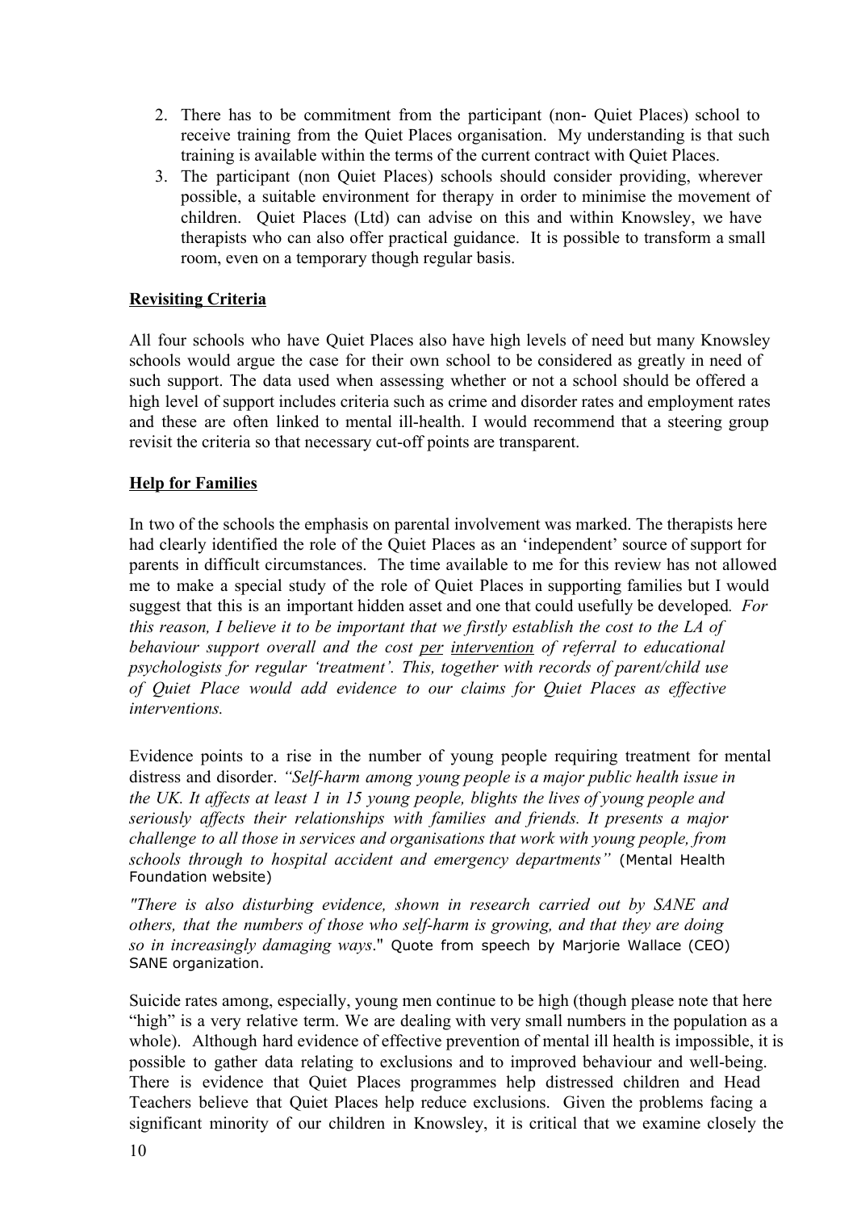2. There has to be commitment from the participant (non- Quiet Places) school to receive training from the Quiet Places organisation. My understanding is that such training is available within the terms of the current contract with Quiet Places.
3. The participant (non Quiet Places) schools should consider providing, wherever possible, a suitable environment for therapy in order to minimise the movement of children. Quiet Places (Ltd) can advise on this and within Knowsley, we have therapists who can also offer practical guidance. It is possible to transform a small room, even on a temporary though regular basis.

**Revisiting Criteria**

All four schools who have Quiet Places also have high levels of need but many Knowsley schools would argue the case for their own school to be considered as greatly in need of such support. The data used when assessing whether or not a school should be offered a high level of support includes criteria such as crime and disorder rates and employment rates and these are often linked to mental ill-health. I would recommend that a steering group revisit the criteria so that necessary cut-off points are transparent.

**Help for Families**

In two of the schools the emphasis on parental involvement was marked. The therapists here had clearly identified the role of the Quiet Places as an 'independent' source of support for parents in difficult circumstances. The time available to me for this review has not allowed me to make a special study of the role of Quiet Places in supporting families but I would suggest that this is an important hidden asset and one that could usefully be developed. *For this reason, I believe it to be important that we firstly establish the cost to the LA of behaviour support overall and the cost per intervention of referral to educational psychologists for regular 'treatment'. This, together with records of parent/child use of Quiet Place would add evidence to our claims for Quiet Places as effective interventions.*

Evidence points to a rise in the number of young people requiring treatment for mental distress and disorder. *"Self-harm among young people is a major public health issue in the UK. It affects at least 1 in 15 young people, blights the lives of young people and seriously affects their relationships with families and friends. It presents a major challenge to all those in services and organisations that work with young people, from schools through to hospital accident and emergency departments"* (Mental Health Foundation website)

*"There is also disturbing evidence, shown in research carried out by SANE and others, that the numbers of those who self-harm is growing, and that they are doing so in increasingly damaging ways*." Quote from speech by Marjorie Wallace (CEO) SANE organization.

Suicide rates among, especially, young men continue to be high (though please note that here "high" is a very relative term. We are dealing with very small numbers in the population as a whole). Although hard evidence of effective prevention of mental ill health is impossible, it is possible to gather data relating to exclusions and to improved behaviour and well-being. There is evidence that Quiet Places programmes help distressed children and Head Teachers believe that Quiet Places help reduce exclusions. Given the problems facing a significant minority of our children in Knowsley, it is critical that we examine closely the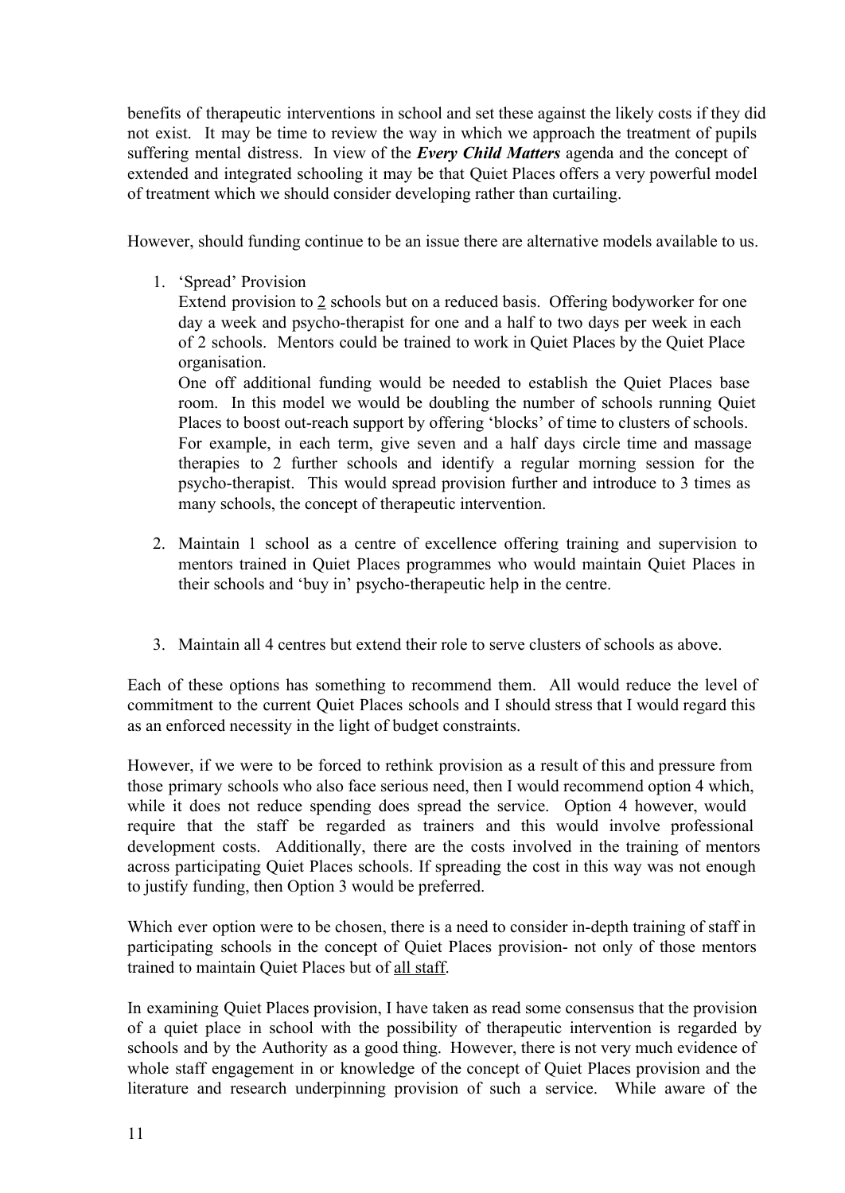benefits of therapeutic interventions in school and set these against the likely costs if they did not exist. It may be time to review the way in which we approach the treatment of pupils suffering mental distress. In view of the ***Every Child Matters*** agenda and the concept of extended and integrated schooling it may be that Quiet Places offers a very powerful model of treatment which we should consider developing rather than curtailing.

However, should funding continue to be an issue there are alternative models available to us.

1. 'Spread' Provision
   Extend provision to <u>2</u> schools but on a reduced basis. Offering bodyworker for one day a week and psycho-therapist for one and a half to two days per week in each of 2 schools. Mentors could be trained to work in Quiet Places by the Quiet Place organisation.
   One off additional funding would be needed to establish the Quiet Places base room. In this model we would be doubling the number of schools running Quiet Places to boost out-reach support by offering 'blocks' of time to clusters of schools. For example, in each term, give seven and a half days circle time and massage therapies to 2 further schools and identify a regular morning session for the psycho-therapist. This would spread provision further and introduce to 3 times as many schools, the concept of therapeutic intervention.

2. Maintain 1 school as a centre of excellence offering training and supervision to mentors trained in Quiet Places programmes who would maintain Quiet Places in their schools and 'buy in' psycho-therapeutic help in the centre.

3. Maintain all 4 centres but extend their role to serve clusters of schools as above.

Each of these options has something to recommend them. All would reduce the level of commitment to the current Quiet Places schools and I should stress that I would regard this as an enforced necessity in the light of budget constraints.

However, if we were to be forced to rethink provision as a result of this and pressure from those primary schools who also face serious need, then I would recommend option 4 which, while it does not reduce spending does spread the service. Option 4 however, would require that the staff be regarded as trainers and this would involve professional development costs. Additionally, there are the costs involved in the training of mentors across participating Quiet Places schools. If spreading the cost in this way was not enough to justify funding, then Option 3 would be preferred.

Which ever option were to be chosen, there is a need to consider in-depth training of staff in participating schools in the concept of Quiet Places provision- not only of those mentors trained to maintain Quiet Places but of <u>all staff</u>.

In examining Quiet Places provision, I have taken as read some consensus that the provision of a quiet place in school with the possibility of therapeutic intervention is regarded by schools and by the Authority as a good thing. However, there is not very much evidence of whole staff engagement in or knowledge of the concept of Quiet Places provision and the literature and research underpinning provision of such a service. While aware of the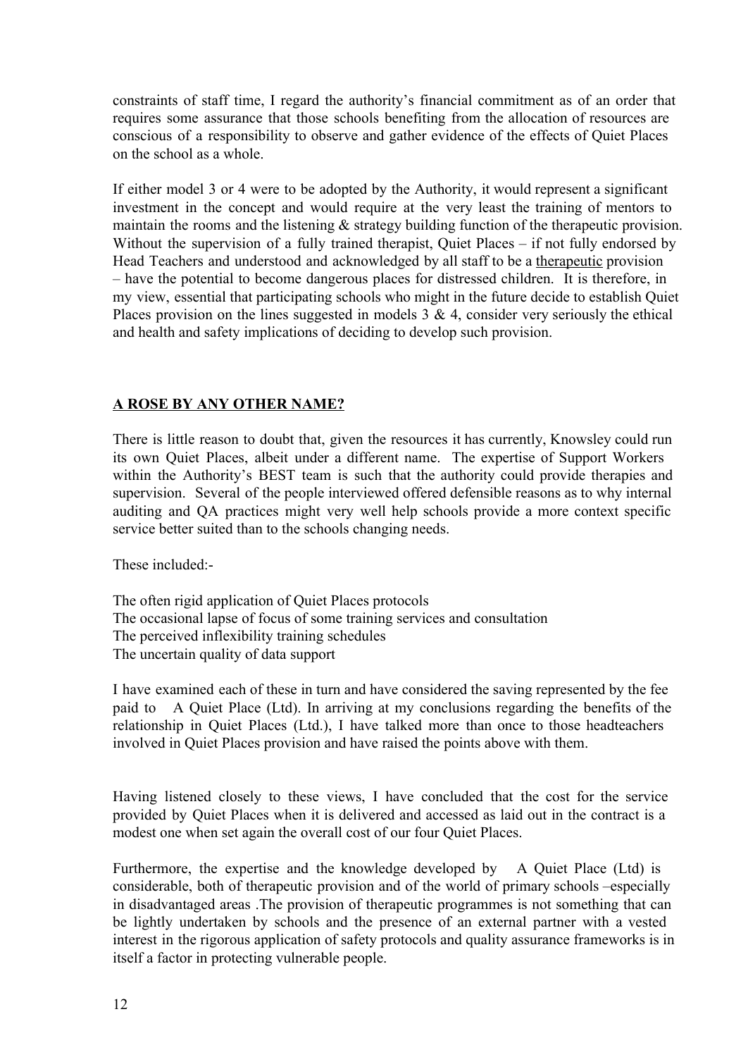constraints of staff time, I regard the authority's financial commitment as of an order that requires some assurance that those schools benefiting from the allocation of resources are conscious of a responsibility to observe and gather evidence of the effects of Quiet Places on the school as a whole.

If either model 3 or 4 were to be adopted by the Authority, it would represent a significant investment in the concept and would require at the very least the training of mentors to maintain the rooms and the listening & strategy building function of the therapeutic provision. Without the supervision of a fully trained therapist, Quiet Places – if not fully endorsed by Head Teachers and understood and acknowledged by all staff to be a <u>therapeutic</u> provision – have the potential to become dangerous places for distressed children. It is therefore, in my view, essential that participating schools who might in the future decide to establish Quiet Places provision on the lines suggested in models 3 & 4, consider very seriously the ethical and health and safety implications of deciding to develop such provision.

## <u>A ROSE BY ANY OTHER NAME?</u>

There is little reason to doubt that, given the resources it has currently, Knowsley could run its own Quiet Places, albeit under a different name. The expertise of Support Workers within the Authority's BEST team is such that the authority could provide therapies and supervision. Several of the people interviewed offered defensible reasons as to why internal auditing and QA practices might very well help schools provide a more context specific service better suited than to the schools changing needs.

These included:-

The often rigid application of Quiet Places protocols
The occasional lapse of focus of some training services and consultation
The perceived inflexibility training schedules
The uncertain quality of data support

I have examined each of these in turn and have considered the saving represented by the fee paid to A Quiet Place (Ltd). In arriving at my conclusions regarding the benefits of the relationship in Quiet Places (Ltd.), I have talked more than once to those headteachers involved in Quiet Places provision and have raised the points above with them.

Having listened closely to these views, I have concluded that the cost for the service provided by Quiet Places when it is delivered and accessed as laid out in the contract is a modest one when set again the overall cost of our four Quiet Places.

Furthermore, the expertise and the knowledge developed by A Quiet Place (Ltd) is considerable, both of therapeutic provision and of the world of primary schools –especially in disadvantaged areas .The provision of therapeutic programmes is not something that can be lightly undertaken by schools and the presence of an external partner with a vested interest in the rigorous application of safety protocols and quality assurance frameworks is in itself a factor in protecting vulnerable people.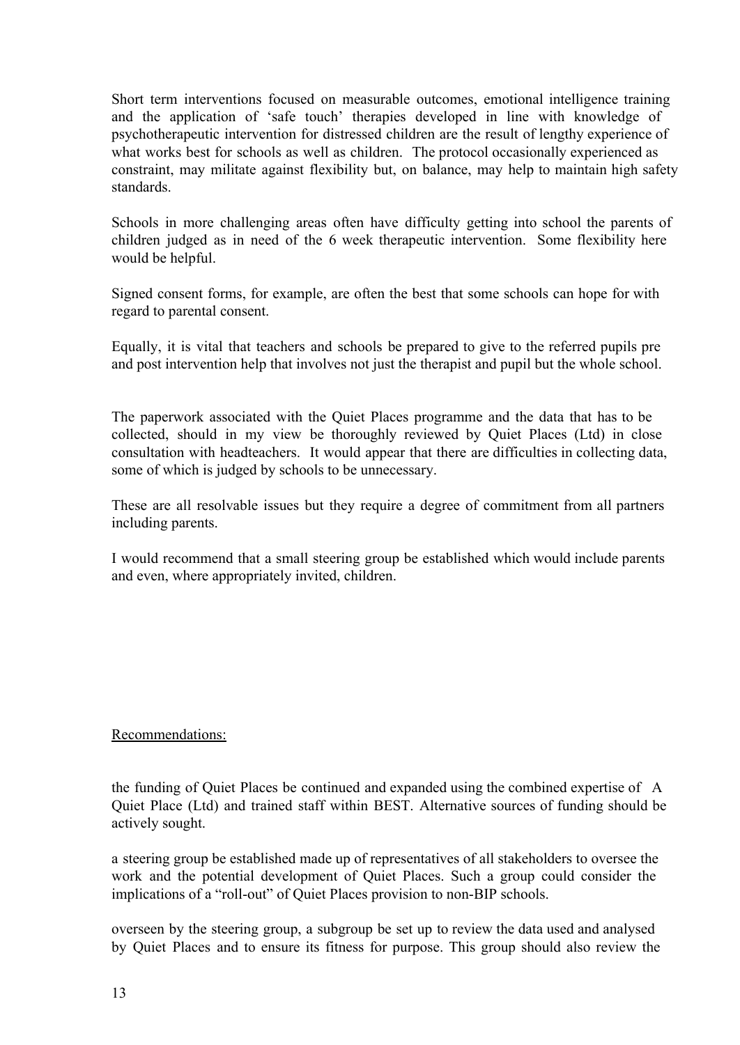Short term interventions focused on measurable outcomes, emotional intelligence training and the application of 'safe touch' therapies developed in line with knowledge of psychotherapeutic intervention for distressed children are the result of lengthy experience of what works best for schools as well as children. The protocol occasionally experienced as constraint, may militate against flexibility but, on balance, may help to maintain high safety standards.

Schools in more challenging areas often have difficulty getting into school the parents of children judged as in need of the 6 week therapeutic intervention. Some flexibility here would be helpful.

Signed consent forms, for example, are often the best that some schools can hope for with regard to parental consent.

Equally, it is vital that teachers and schools be prepared to give to the referred pupils pre and post intervention help that involves not just the therapist and pupil but the whole school.

The paperwork associated with the Quiet Places programme and the data that has to be collected, should in my view be thoroughly reviewed by Quiet Places (Ltd) in close consultation with headteachers. It would appear that there are difficulties in collecting data, some of which is judged by schools to be unnecessary.

These are all resolvable issues but they require a degree of commitment from all partners including parents.

I would recommend that a small steering group be established which would include parents and even, where appropriately invited, children.

<u>Recommendations:</u>

the funding of Quiet Places be continued and expanded using the combined expertise of A Quiet Place (Ltd) and trained staff within BEST. Alternative sources of funding should be actively sought.

a steering group be established made up of representatives of all stakeholders to oversee the work and the potential development of Quiet Places. Such a group could consider the implications of a "roll-out" of Quiet Places provision to non-BIP schools.

overseen by the steering group, a subgroup be set up to review the data used and analysed by Quiet Places and to ensure its fitness for purpose. This group should also review the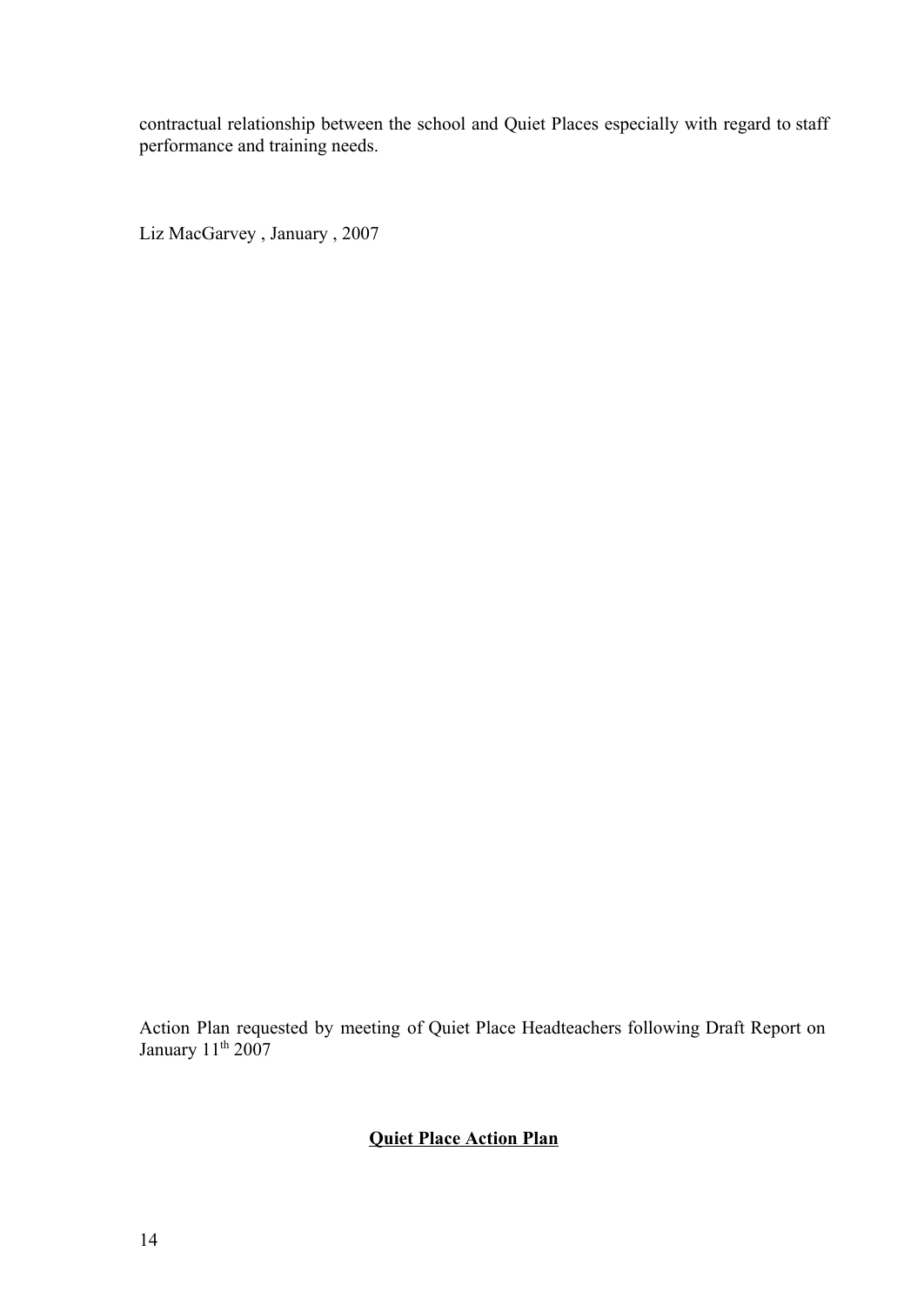contractual relationship between the school and Quiet Places especially with regard to staff performance and training needs.

Liz MacGarvey , January , 2007

Action Plan requested by meeting of Quiet Place Headteachers following Draft Report on January 11th 2007

**<u>Quiet Place Action Plan</u>**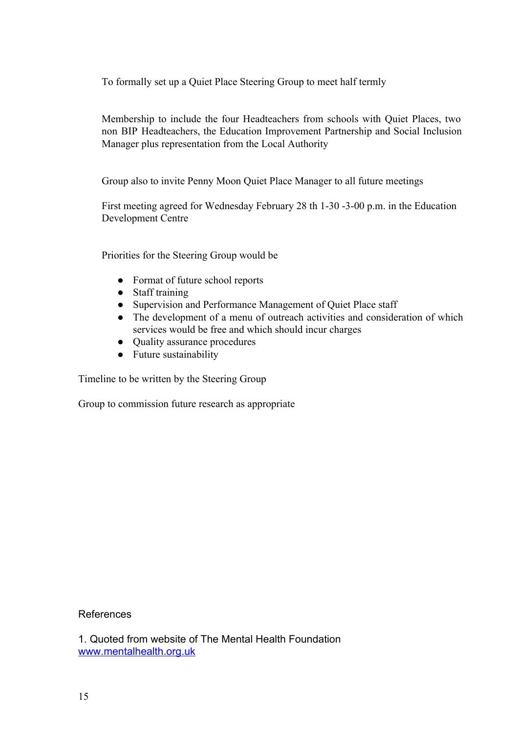To formally set up a Quiet Place Steering Group to meet half termly

Membership to include the four Headteachers from schools with Quiet Places, two non BIP Headteachers, the Education Improvement Partnership and Social Inclusion Manager plus representation from the Local Authority

Group also to invite Penny Moon Quiet Place Manager to all future meetings

First meeting agreed for Wednesday February 28 th 1-30 -3-00 p.m. in the Education Development Centre

Priorities for the Steering Group would be

- Format of future school reports
- Staff training
- Supervision and Performance Management of Quiet Place staff
- The development of a menu of outreach activities and consideration of which services would be free and which should incur charges
- Quality assurance procedures
- Future sustainability

Timeline to be written by the Steering Group

Group to commission future research as appropriate

References

1. Quoted from website of The Mental Health Foundation
www.mentalhealth.org.uk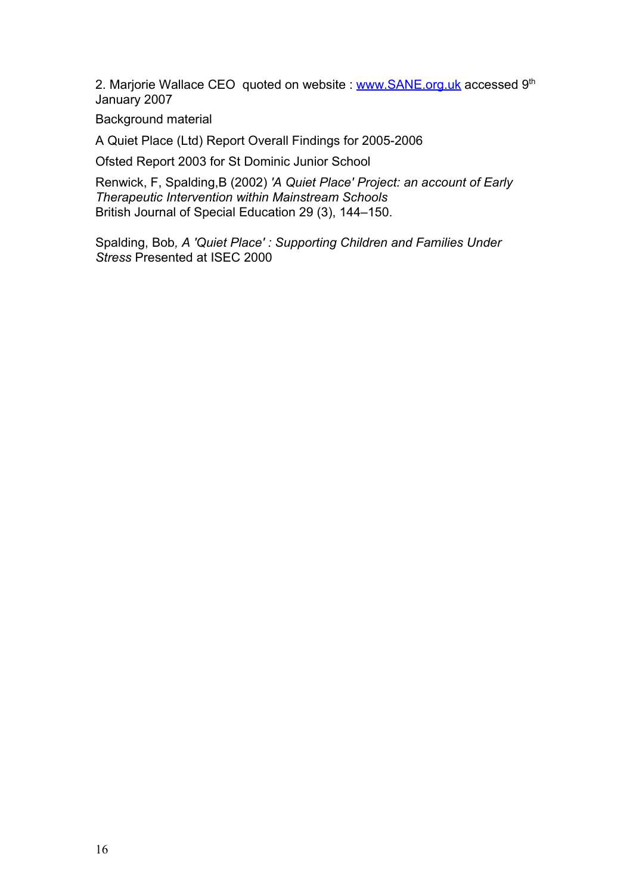2. Marjorie Wallace CEO quoted on website : www.SANE.org.uk accessed 9th January 2007

Background material

A Quiet Place (Ltd) Report Overall Findings for 2005-2006

Ofsted Report 2003 for St Dominic Junior School

Renwick, F, Spalding,B (2002) *'A Quiet Place' Project: an account of Early Therapeutic Intervention within Mainstream Schools*
British Journal of Special Education 29 (3), 144–150.

Spalding, Bob*, A 'Quiet Place' : Supporting Children and Families Under Stress* Presented at ISEC 2000